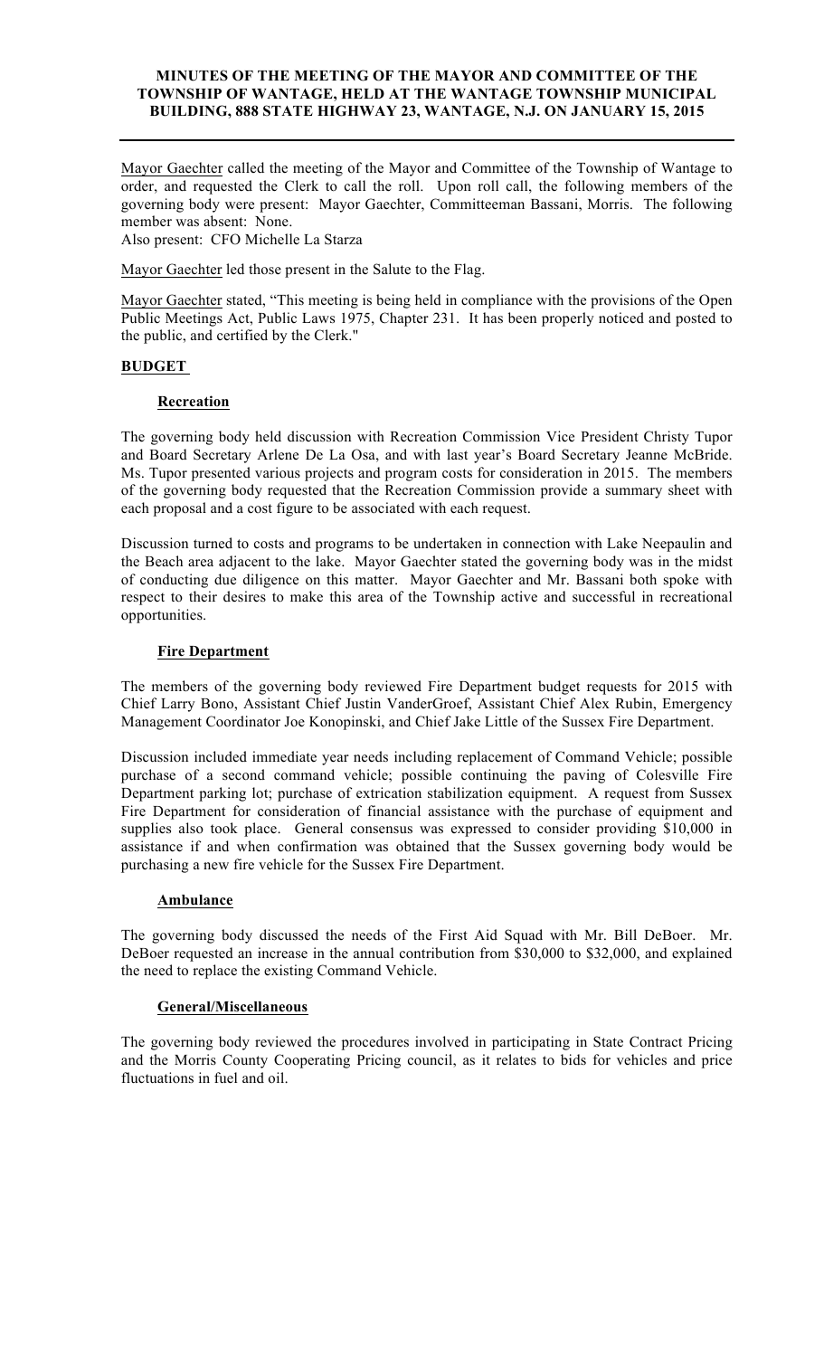# MINUTES OF THE MEETING OF THE MAYOR AND COMMITTEE OF THE TOWNSHIP OF WANTAGE, HELD AT THE WANTAGE TOWNSHIP MUNICIPAL BUILDING, 888 STATE HIGHWAY 23, WANTAGE, N.J. ON JANUARY 15, 2015

Mayor Gaechter called the meeting of the Mayor and Committee of the Township of Wantage to order, and requested the Clerk to call the roll. Upon roll call, the following members of the governing body were present: Mayor Gaechter, Committeeman Bassani, Morris. The following member was absent: None.
Also present: CFO Michelle La Starza

Mayor Gaechter led those present in the Salute to the Flag.

Mayor Gaechter stated, "This meeting is being held in compliance with the provisions of the Open Public Meetings Act, Public Laws 1975, Chapter 231. It has been properly noticed and posted to the public, and certified by the Clerk."

## BUDGET

### Recreation

The governing body held discussion with Recreation Commission Vice President Christy Tupor and Board Secretary Arlene De La Osa, and with last year's Board Secretary Jeanne McBride. Ms. Tupor presented various projects and program costs for consideration in 2015. The members of the governing body requested that the Recreation Commission provide a summary sheet with each proposal and a cost figure to be associated with each request.

Discussion turned to costs and programs to be undertaken in connection with Lake Neepaulin and the Beach area adjacent to the lake. Mayor Gaechter stated the governing body was in the midst of conducting due diligence on this matter. Mayor Gaechter and Mr. Bassani both spoke with respect to their desires to make this area of the Township active and successful in recreational opportunities.

### Fire Department

The members of the governing body reviewed Fire Department budget requests for 2015 with Chief Larry Bono, Assistant Chief Justin VanderGroef, Assistant Chief Alex Rubin, Emergency Management Coordinator Joe Konopinski, and Chief Jake Little of the Sussex Fire Department.

Discussion included immediate year needs including replacement of Command Vehicle; possible purchase of a second command vehicle; possible continuing the paving of Colesville Fire Department parking lot; purchase of extrication stabilization equipment. A request from Sussex Fire Department for consideration of financial assistance with the purchase of equipment and supplies also took place. General consensus was expressed to consider providing $10,000 in assistance if and when confirmation was obtained that the Sussex governing body would be purchasing a new fire vehicle for the Sussex Fire Department.

### Ambulance

The governing body discussed the needs of the First Aid Squad with Mr. Bill DeBoer. Mr. DeBoer requested an increase in the annual contribution from $30,000 to $32,000, and explained the need to replace the existing Command Vehicle.

### General/Miscellaneous

The governing body reviewed the procedures involved in participating in State Contract Pricing and the Morris County Cooperating Pricing council, as it relates to bids for vehicles and price fluctuations in fuel and oil.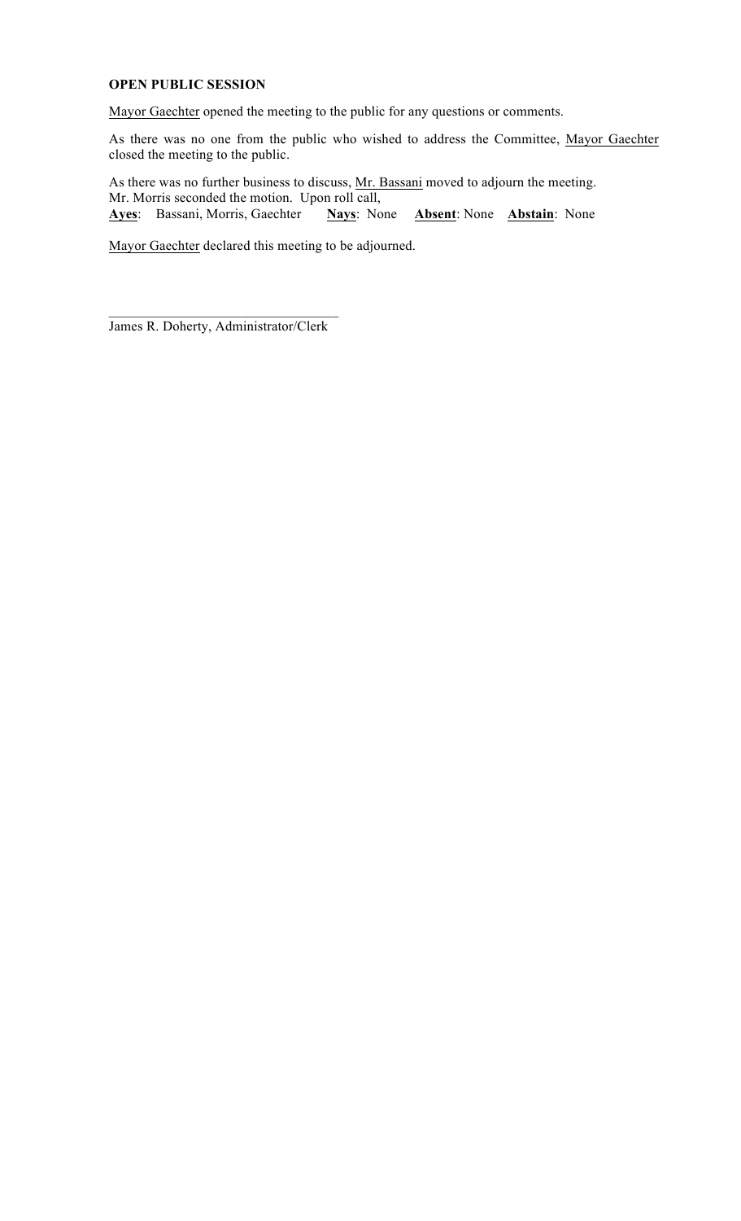**OPEN PUBLIC SESSION**

Mayor Gaechter opened the meeting to the public for any questions or comments.

As there was no one from the public who wished to address the Committee, Mayor Gaechter closed the meeting to the public.

As there was no further business to discuss, Mr. Bassani moved to adjourn the meeting.
Mr. Morris seconded the motion. Upon roll call,
**Ayes**: Bassani, Morris, Gaechter **Nays**: None **Absent**: None **Abstain**: None

Mayor Gaechter declared this meeting to be adjourned.

\_\_\_\_\_\_\_\_\_\_\_\_\_\_\_\_\_\_\_\_\_\_\_\_\_\_\_\_\_\_\_\_\_\_
James R. Doherty, Administrator/Clerk